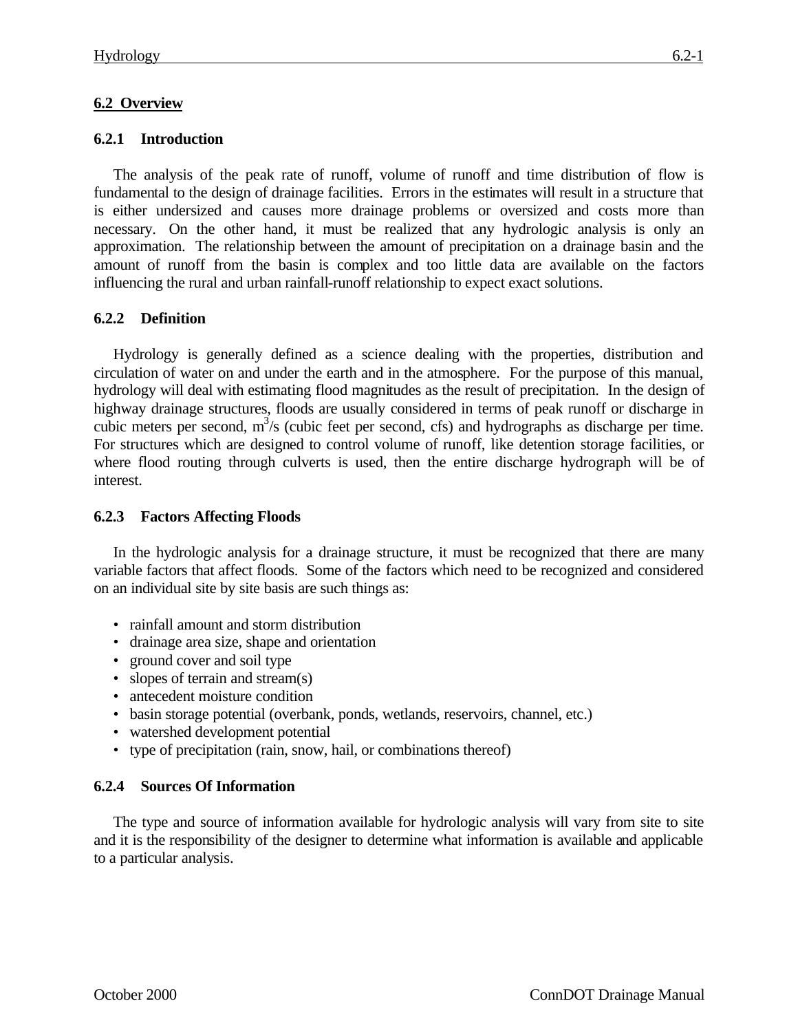## 6.2 Overview

### 6.2.1 Introduction

The analysis of the peak rate of runoff, volume of runoff and time distribution of flow is fundamental to the design of drainage facilities. Errors in the estimates will result in a structure that is either undersized and causes more drainage problems or oversized and costs more than necessary. On the other hand, it must be realized that any hydrologic analysis is only an approximation. The relationship between the amount of precipitation on a drainage basin and the amount of runoff from the basin is complex and too little data are available on the factors influencing the rural and urban rainfall-runoff relationship to expect exact solutions.

### 6.2.2 Definition

Hydrology is generally defined as a science dealing with the properties, distribution and circulation of water on and under the earth and in the atmosphere. For the purpose of this manual, hydrology will deal with estimating flood magnitudes as the result of precipitation. In the design of highway drainage structures, floods are usually considered in terms of peak runoff or discharge in cubic meters per second, $m^3/s$ (cubic feet per second, cfs) and hydrographs as discharge per time. For structures which are designed to control volume of runoff, like detention storage facilities, or where flood routing through culverts is used, then the entire discharge hydrograph will be of interest.

### 6.2.3 Factors Affecting Floods

In the hydrologic analysis for a drainage structure, it must be recognized that there are many variable factors that affect floods. Some of the factors which need to be recognized and considered on an individual site by site basis are such things as:

- rainfall amount and storm distribution
- drainage area size, shape and orientation
- ground cover and soil type
- slopes of terrain and stream(s)
- antecedent moisture condition
- basin storage potential (overbank, ponds, wetlands, reservoirs, channel, etc.)
- watershed development potential
- type of precipitation (rain, snow, hail, or combinations thereof)

### 6.2.4 Sources Of Information

The type and source of information available for hydrologic analysis will vary from site to site and it is the responsibility of the designer to determine what information is available and applicable to a particular analysis.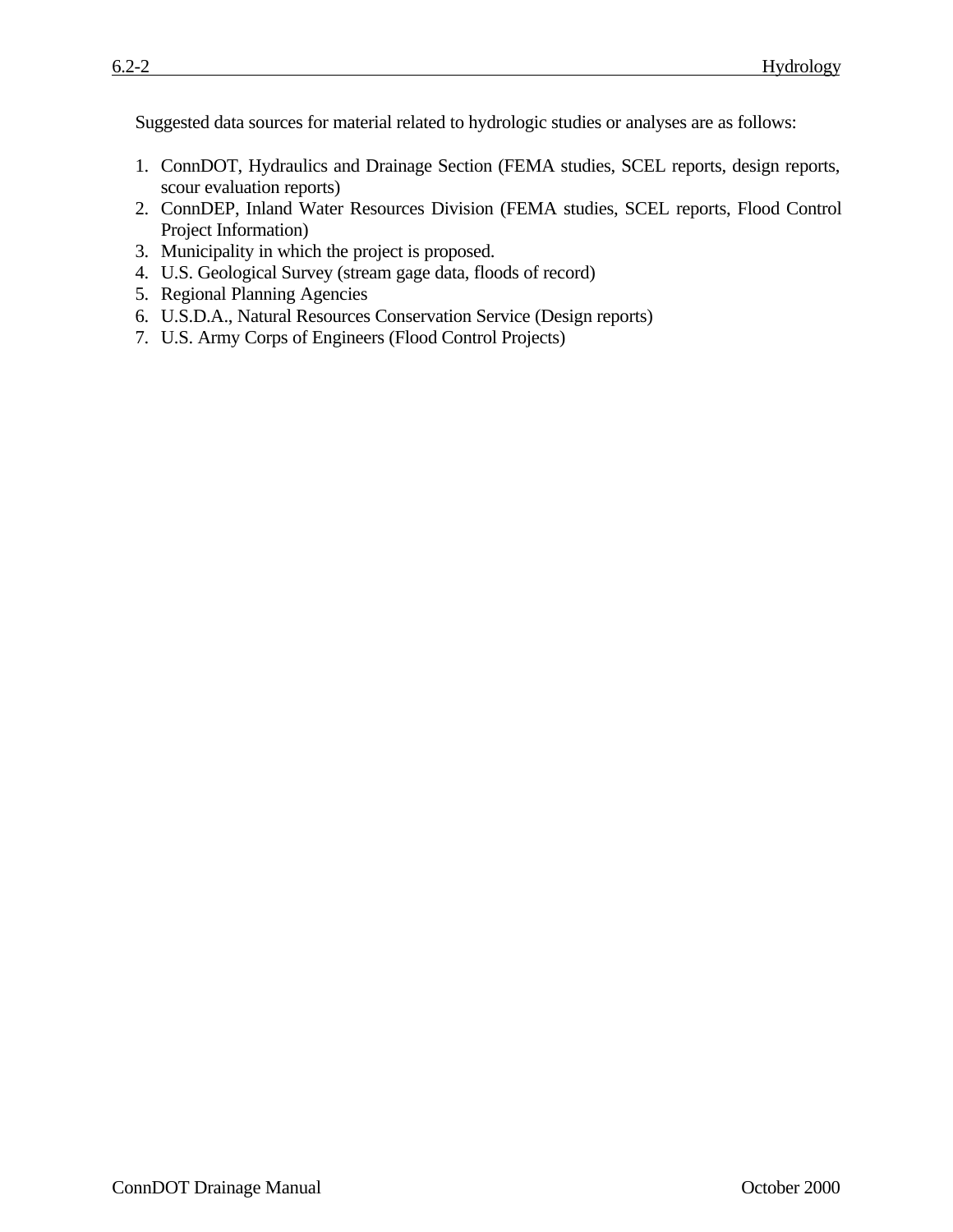Suggested data sources for material related to hydrologic studies or analyses are as follows:

1. ConnDOT, Hydraulics and Drainage Section (FEMA studies, SCEL reports, design reports, scour evaluation reports)
2. ConnDEP, Inland Water Resources Division (FEMA studies, SCEL reports, Flood Control Project Information)
3. Municipality in which the project is proposed.
4. U.S. Geological Survey (stream gage data, floods of record)
5. Regional Planning Agencies
6. U.S.D.A., Natural Resources Conservation Service (Design reports)
7. U.S. Army Corps of Engineers (Flood Control Projects)